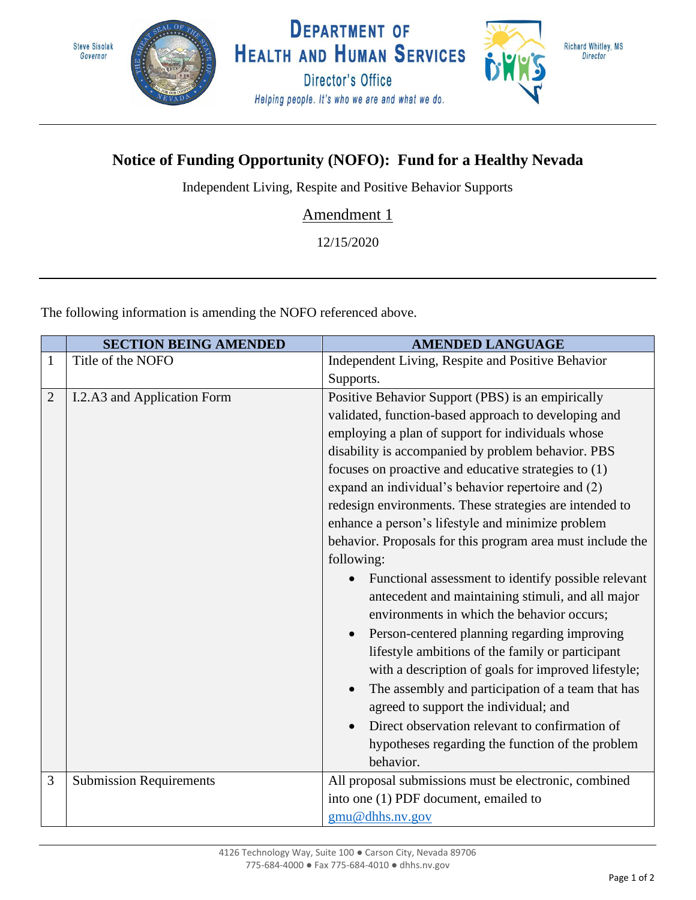Steve Sisolak
Governor

**DEPARTMENT OF HEALTH AND HUMAN SERVICES**
Director's Office
*Helping people. It's who we are and what we do.*

Richard Whitley, MS
Director

# Notice of Funding Opportunity (NOFO): Fund for a Healthy Nevada

Independent Living, Respite and Positive Behavior Supports

Amendment 1

12/15/2020

The following information is amending the NOFO referenced above.

| | SECTION BEING AMENDED | AMENDED LANGUAGE |
|---|---|---|
| 1 | Title of the NOFO | Independent Living, Respite and Positive Behavior Supports. |
| 2 | I.2.A3 and Application Form | Positive Behavior Support (PBS) is an empirically validated, function-based approach to developing and employing a plan of support for individuals whose disability is accompanied by problem behavior. PBS focuses on proactive and educative strategies to (1) expand an individual's behavior repertoire and (2) redesign environments. These strategies are intended to enhance a person's lifestyle and minimize problem behavior. Proposals for this program area must include the following:<br>• Functional assessment to identify possible relevant antecedent and maintaining stimuli, and all major environments in which the behavior occurs;<br>• Person-centered planning regarding improving lifestyle ambitions of the family or participant with a description of goals for improved lifestyle;<br>• The assembly and participation of a team that has agreed to support the individual; and<br>• Direct observation relevant to confirmation of hypotheses regarding the function of the problem behavior. |
| 3 | Submission Requirements | All proposal submissions must be electronic, combined into one (1) PDF document, emailed to gmu@dhhs.nv.gov |

4126 Technology Way, Suite 100 ● Carson City, Nevada 89706
775-684-4000 ● Fax 775-684-4010 ● dhhs.nv.gov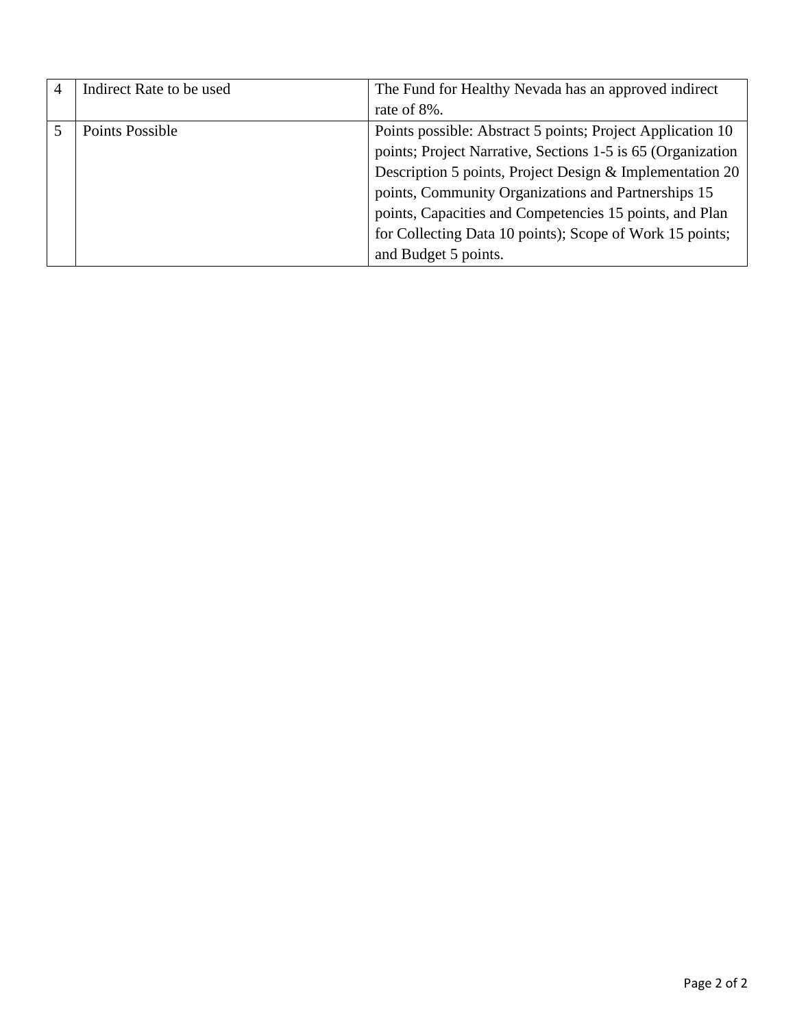| | | |
|---|---|---|
| 4 | Indirect Rate to be used | The Fund for Healthy Nevada has an approved indirect rate of 8%. |
| 5 | Points Possible | Points possible: Abstract 5 points; Project Application 10 points; Project Narrative, Sections 1-5 is 65 (Organization Description 5 points, Project Design & Implementation 20 points, Community Organizations and Partnerships 15 points, Capacities and Competencies 15 points, and Plan for Collecting Data 10 points); Scope of Work 15 points; and Budget 5 points. |